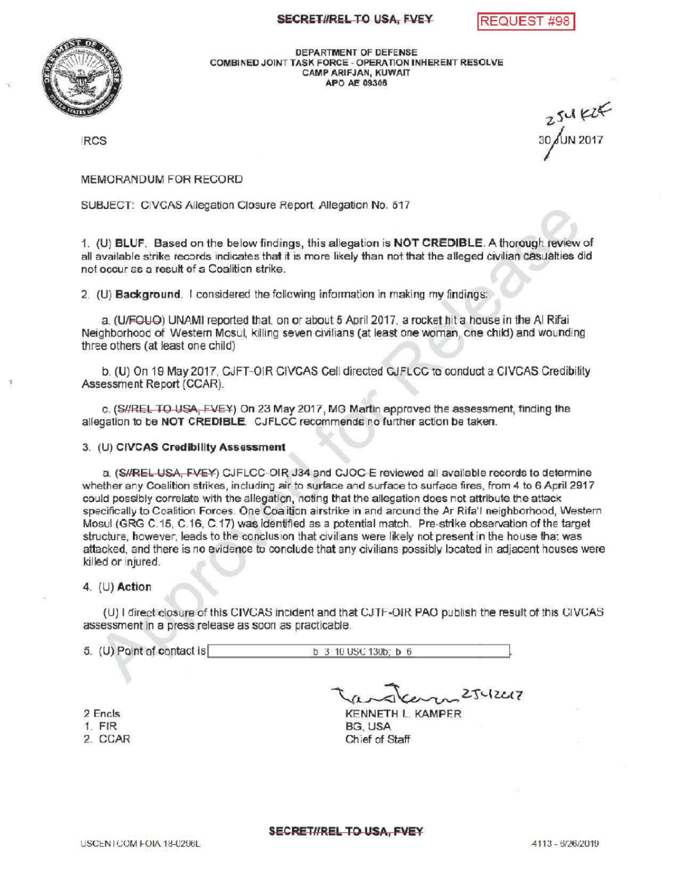SECRET//REL TO USA, FVEY

REQUEST #98

DEPARTMENT OF DEFENSE
COMBINED JOINT TASK FORCE - OPERATION INHERENT RESOLVE
CAMP ARIFJAN, KUWAIT
APO AE 09306

IRCS

25 JUN KZK
30 JUN 2017

MEMORANDUM FOR RECORD

SUBJECT: CIVCAS Allegation Closure Report, Allegation No. 517

1. (U) **BLUF.** Based on the below findings, this allegation is **NOT CREDIBLE**. A thorough review of all available strike records indicates that it is more likely than not that the alleged civilian casualties did not occur as a result of a Coalition strike.

2. (U) **Background.** I considered the following information in making my findings:

   a. (U/~~FOUO~~) UNAMI reported that, on or about 5 April 2017, a rocket hit a house in the Al Rifai Neighborhood of Western Mosul, killing seven civilians (at least one woman, one child) and wounding three others (at least one child)

   b. (U) On 19 May 2017, CJFT-OIR CIVCAS Cell directed CJFLCC to conduct a CIVCAS Credibility Assessment Report (CCAR).

   c. (~~S//REL TO USA, FVEY~~) On 23 May 2017, MG Martin approved the assessment, finding the allegation to be **NOT CREDIBLE**. CJFLCC recommends no further action be taken.

3. (U) **CIVCAS Credibility Assessment**

   a. (~~S//REL USA, FVEY~~) CJFLCC-OIR J34 and CJOC-E reviewed all available records to determine whether any Coalition strikes, including air to surface and surface to surface fires, from 4 to 6 April 2917 could possibly correlate with the allegation, noting that the allegation does not attribute the attack specifically to Coalition Forces. One Coalition airstrike in and around the Ar Rifa'l neighborhood, Western Mosul (GRG C.15, C.16, C.17) was identified as a potential match. Pre-strike observation of the target structure, however, leads to the conclusion that civilians were likely not present in the house that was attacked, and there is no evidence to conclude that any civilians possibly located in adjacent houses were killed or injured.

4. (U) **Action**

   (U) I direct closure of this CIVCAS incident and that CJTF-OIR PAO publish the result of this CIVCAS assessment in a press release as soon as practicable.

5. (U) Point of contact is [b 3 10 USC 130b; b 6].

2 Encls
1. FIR
2. CCAR

25 Jun 2017
KENNETH L. KAMPER
BG, USA
Chief of Staff

SECRET//REL TO USA, FVEY

USCENTCOM FOIA 18-0296L

4113 - 6/26/2019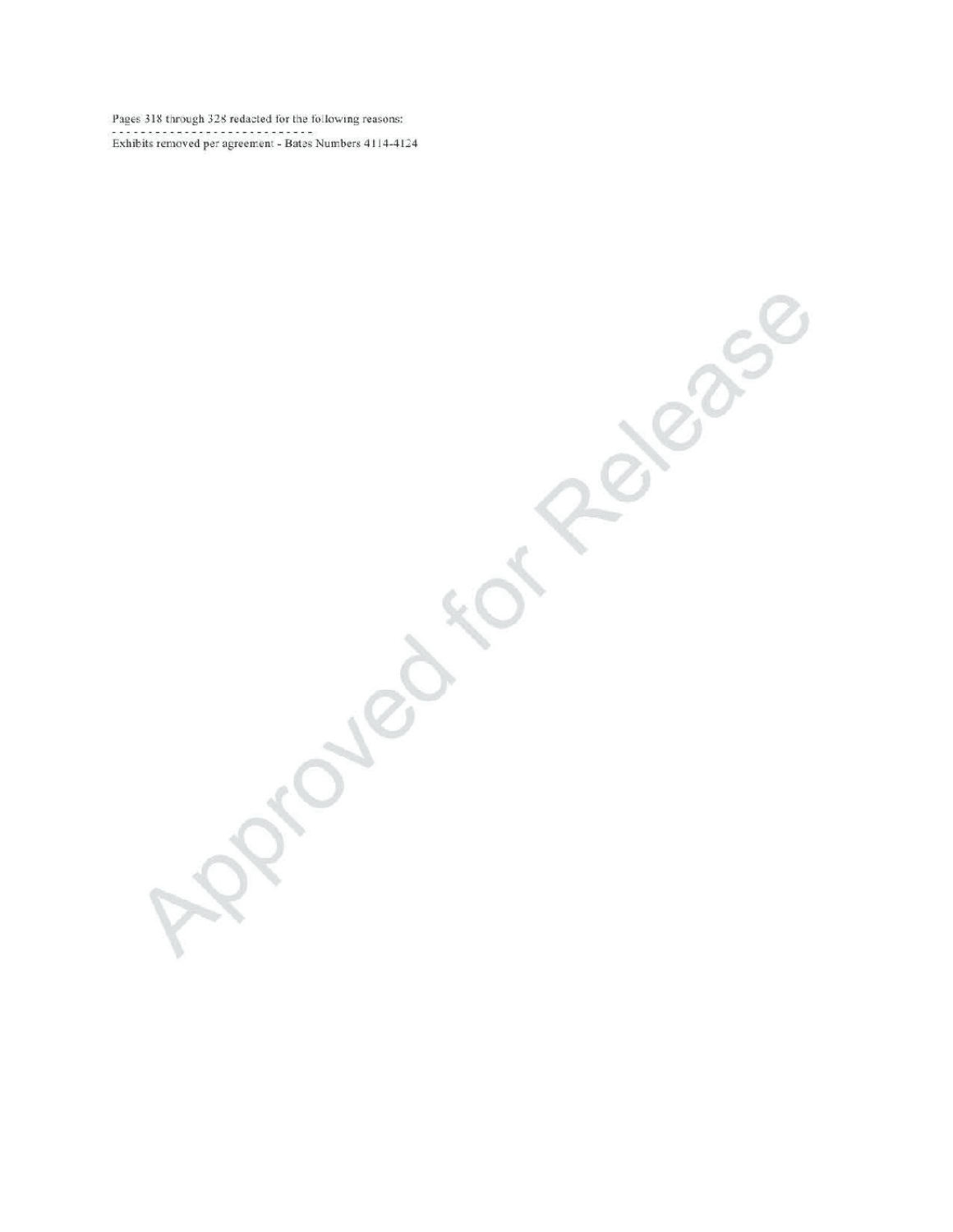Pages 318 through 328 redacted for the following reasons:

- - - - - - - - - - - - - - - - - - - - - - - - - - -

Exhibits removed per agreement - Bates Numbers 4114-4124